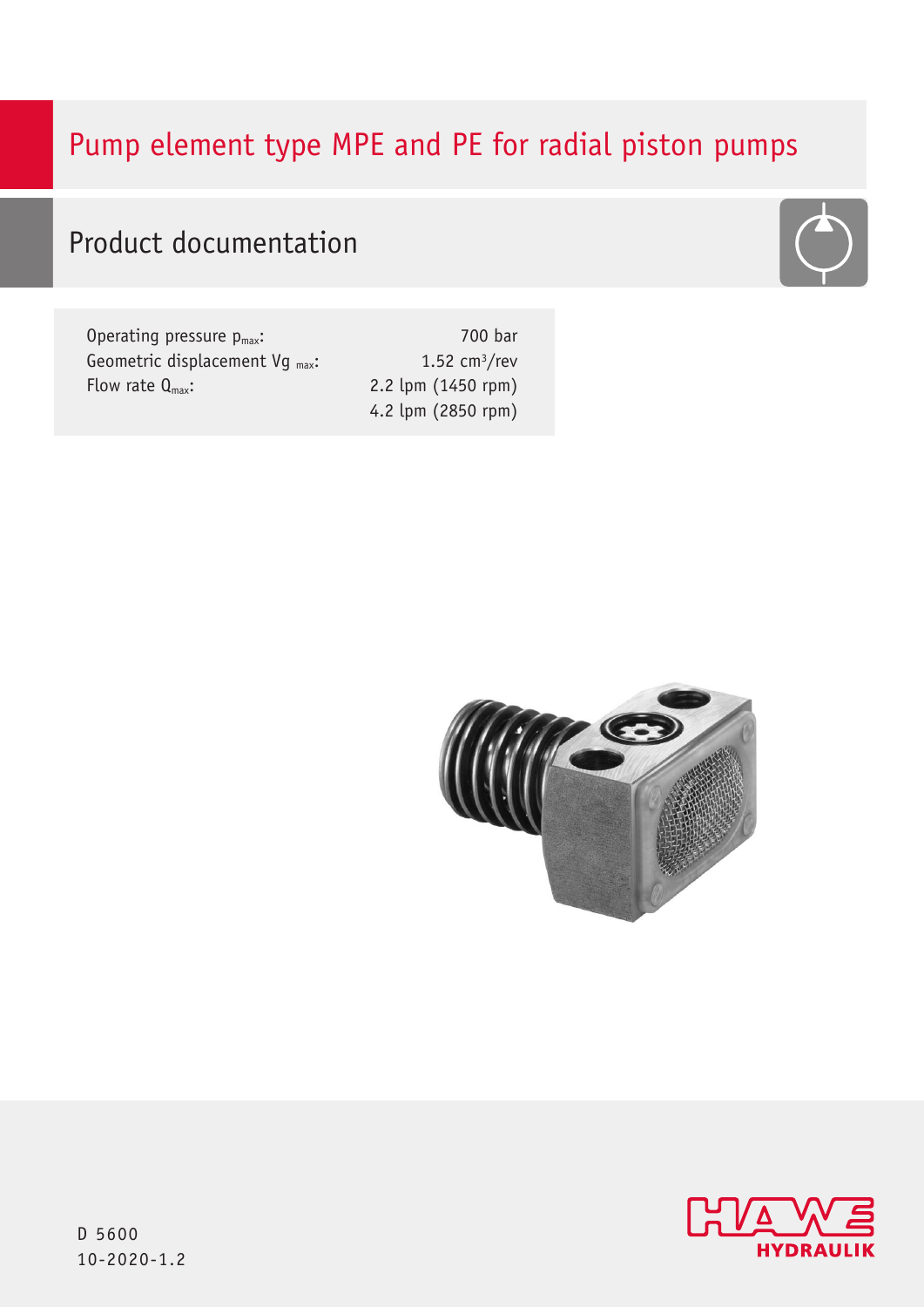# Pump element type MPE and PE for radial piston pumps

## Product documentation

| | |
|---|---|
| Operating pressure $p_{max}$: | 700 bar |
| Geometric displacement $Vg_{max}$: | 1.52 $cm^3$/rev |
| Flow rate $Q_{max}$: | 2.2 lpm (1450 rpm) |
| | 4.2 lpm (2850 rpm) |

D 5600
10-2020-1.2

HAWE HYDRAULIK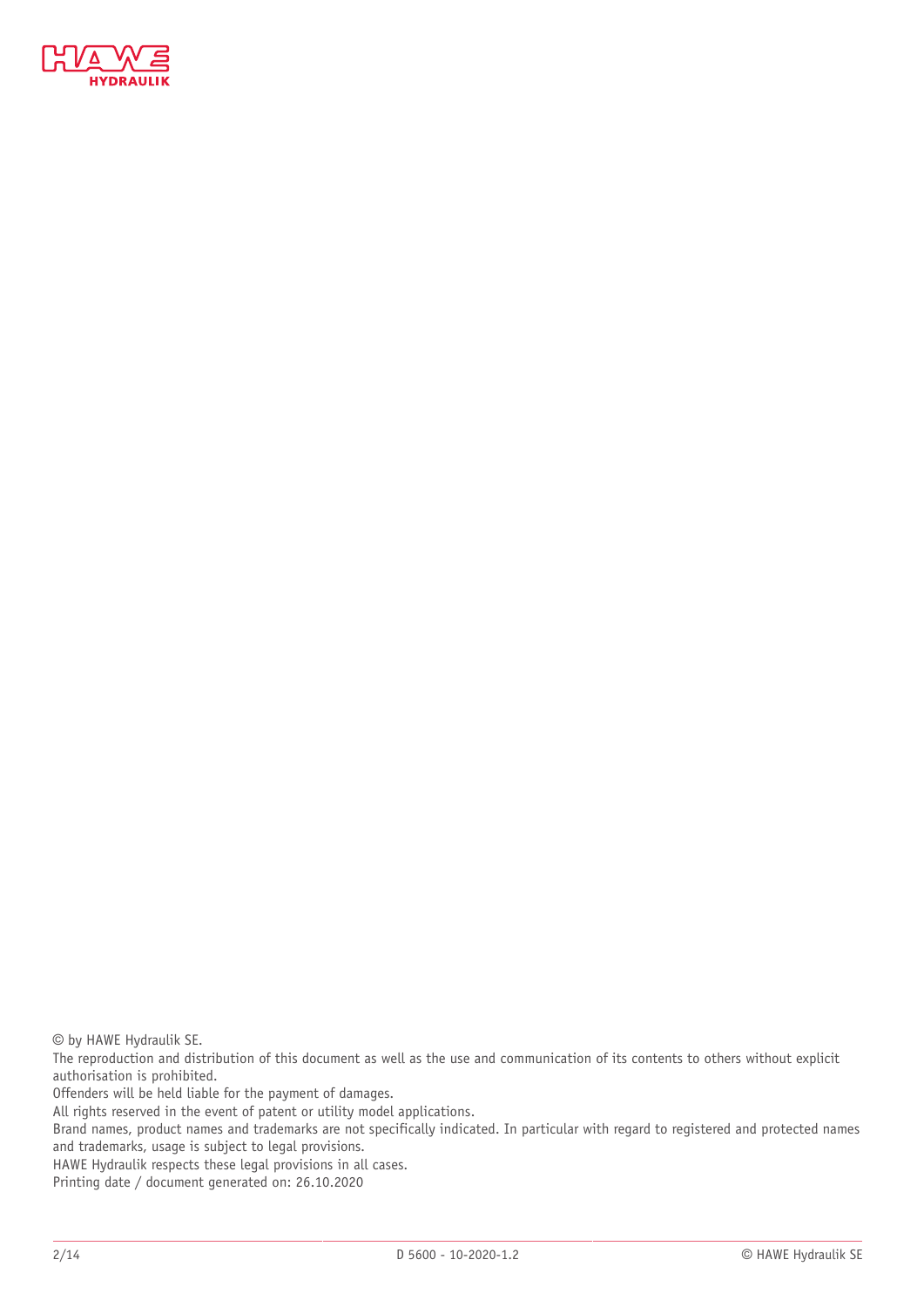© by HAWE Hydraulik SE.
The reproduction and distribution of this document as well as the use and communication of its contents to others without explicit authorisation is prohibited.
Offenders will be held liable for the payment of damages.
All rights reserved in the event of patent or utility model applications.
Brand names, product names and trademarks are not specifically indicated. In particular with regard to registered and protected names and trademarks, usage is subject to legal provisions.
HAWE Hydraulik respects these legal provisions in all cases.
Printing date / document generated on: 26.10.2020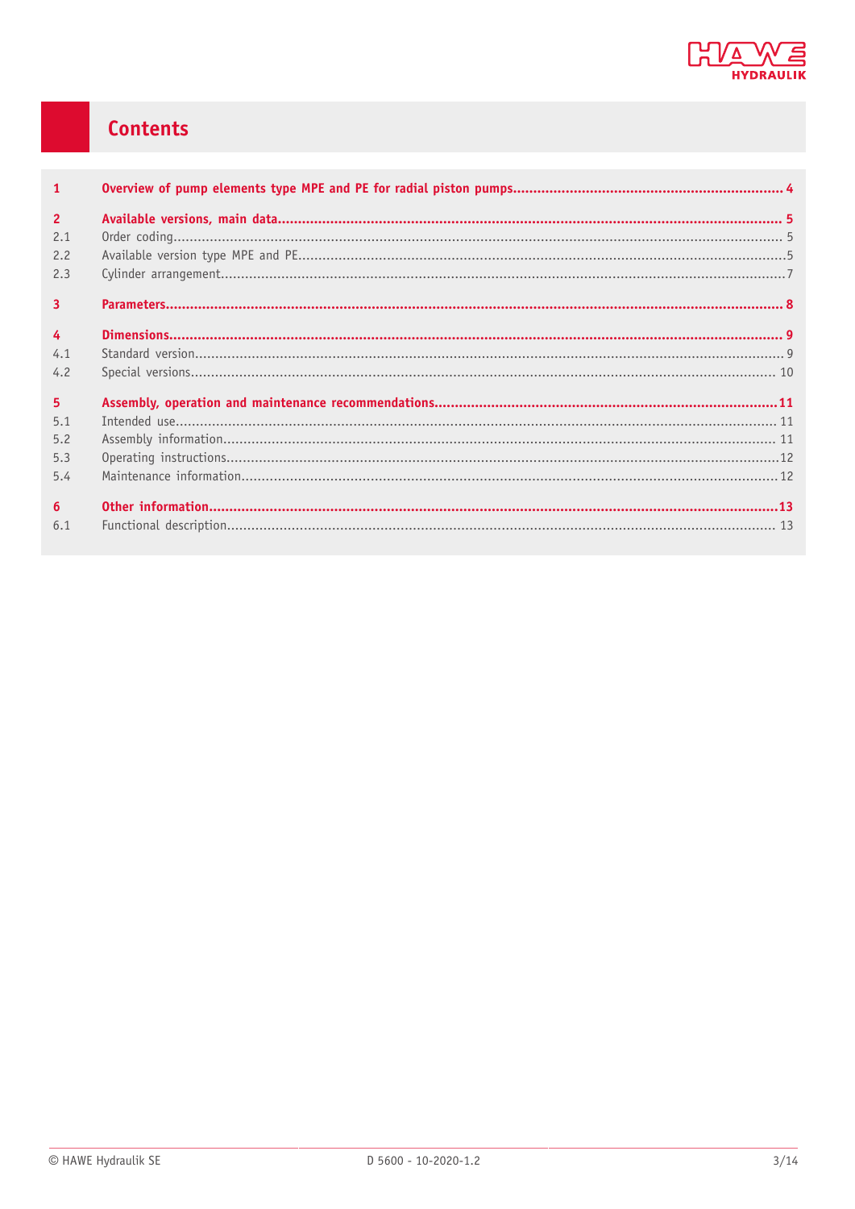# Contents

| | | |
|---|---|---|
| **1** | **Overview of pump elements type MPE and PE for radial piston pumps** | **4** |
| **2** | **Available versions, main data** | **5** |
| 2.1 | Order coding | 5 |
| 2.2 | Available version type MPE and PE | 5 |
| 2.3 | Cylinder arrangement | 7 |
| **3** | **Parameters** | **8** |
| **4** | **Dimensions** | **9** |
| 4.1 | Standard version | 9 |
| 4.2 | Special versions | 10 |
| **5** | **Assembly, operation and maintenance recommendations** | **11** |
| 5.1 | Intended use | 11 |
| 5.2 | Assembly information | 11 |
| 5.3 | Operating instructions | 12 |
| 5.4 | Maintenance information | 12 |
| **6** | **Other information** | **13** |
| 6.1 | Functional description | 13 |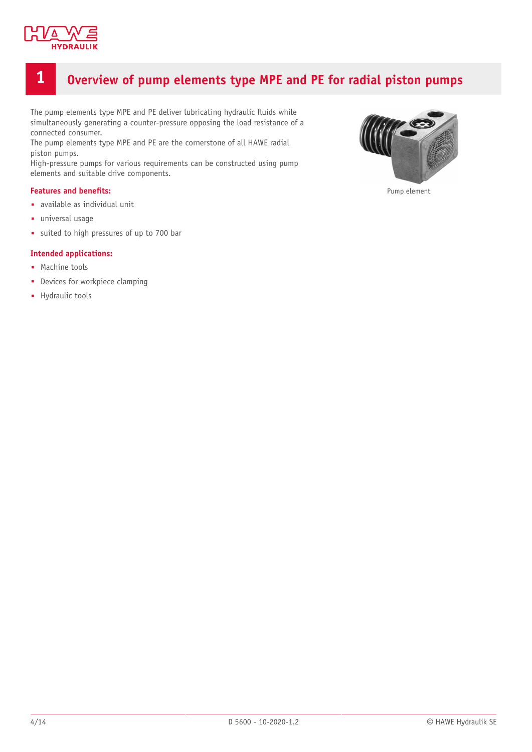# 1 Overview of pump elements type MPE and PE for radial piston pumps

The pump elements type MPE and PE deliver lubricating hydraulic fluids while simultaneously generating a counter-pressure opposing the load resistance of a connected consumer.
The pump elements type MPE and PE are the cornerstone of all HAWE radial piston pumps.
High-pressure pumps for various requirements can be constructed using pump elements and suitable drive components.

Pump element

**Features and benefits:**

- available as individual unit
- universal usage
- suited to high pressures of up to 700 bar

**Intended applications:**

- Machine tools
- Devices for workpiece clamping
- Hydraulic tools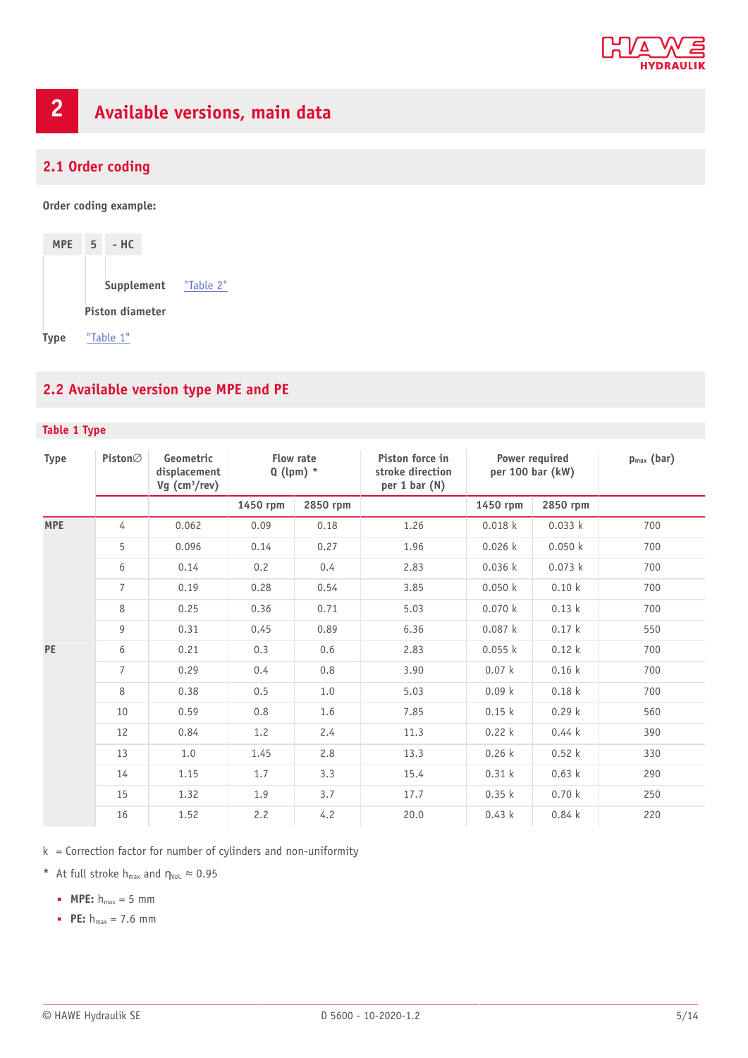# 2 Available versions, main data

## 2.1 Order coding

**Order coding example:**

| MPE | 5 | - HC |
|---|---|---|

- **Supplement** "Table 2"
- **Piston diameter**
- **Type** "Table 1"

## 2.2 Available version type MPE and PE

**Table 1 Type**

| Type | Piston∅ | Geometric displacement Vg (cm³/rev) | Flow rate Q (lpm) * | | Piston force in stroke direction per 1 bar (N) | Power required per 100 bar (kW) | | $p_{max}$ (bar) |
|---|---|---|---|---|---|---|---|---|
| | | | 1450 rpm | 2850 rpm | | 1450 rpm | 2850 rpm | |
| **MPE** | 4 | 0.062 | 0.09 | 0.18 | 1.26 | 0.018 k | 0.033 k | 700 |
| | 5 | 0.096 | 0.14 | 0.27 | 1.96 | 0.026 k | 0.050 k | 700 |
| | 6 | 0.14 | 0.2 | 0.4 | 2.83 | 0.036 k | 0.073 k | 700 |
| | 7 | 0.19 | 0.28 | 0.54 | 3.85 | 0.050 k | 0.10 k | 700 |
| | 8 | 0.25 | 0.36 | 0.71 | 5.03 | 0.070 k | 0.13 k | 700 |
| | 9 | 0.31 | 0.45 | 0.89 | 6.36 | 0.087 k | 0.17 k | 550 |
| **PE** | 6 | 0.21 | 0.3 | 0.6 | 2.83 | 0.055 k | 0.12 k | 700 |
| | 7 | 0.29 | 0.4 | 0.8 | 3.90 | 0.07 k | 0.16 k | 700 |
| | 8 | 0.38 | 0.5 | 1.0 | 5.03 | 0.09 k | 0.18 k | 700 |
| | 10 | 0.59 | 0.8 | 1.6 | 7.85 | 0.15 k | 0.29 k | 560 |
| | 12 | 0.84 | 1.2 | 2.4 | 11.3 | 0.22 k | 0.44 k | 390 |
| | 13 | 1.0 | 1.45 | 2.8 | 13.3 | 0.26 k | 0.52 k | 330 |
| | 14 | 1.15 | 1.7 | 3.3 | 15.4 | 0.31 k | 0.63 k | 290 |
| | 15 | 1.32 | 1.9 | 3.7 | 17.7 | 0.35 k | 0.70 k | 250 |
| | 16 | 1.52 | 2.2 | 4.2 | 20.0 | 0.43 k | 0.84 k | 220 |

k = Correction factor for number of cylinders and non-uniformity

\* At full stroke $h_{max}$ and $\eta_{Vol.} \approx 0.95$

- **MPE:** $h_{max}$ = 5 mm
- **PE:** $h_{max}$ = 7.6 mm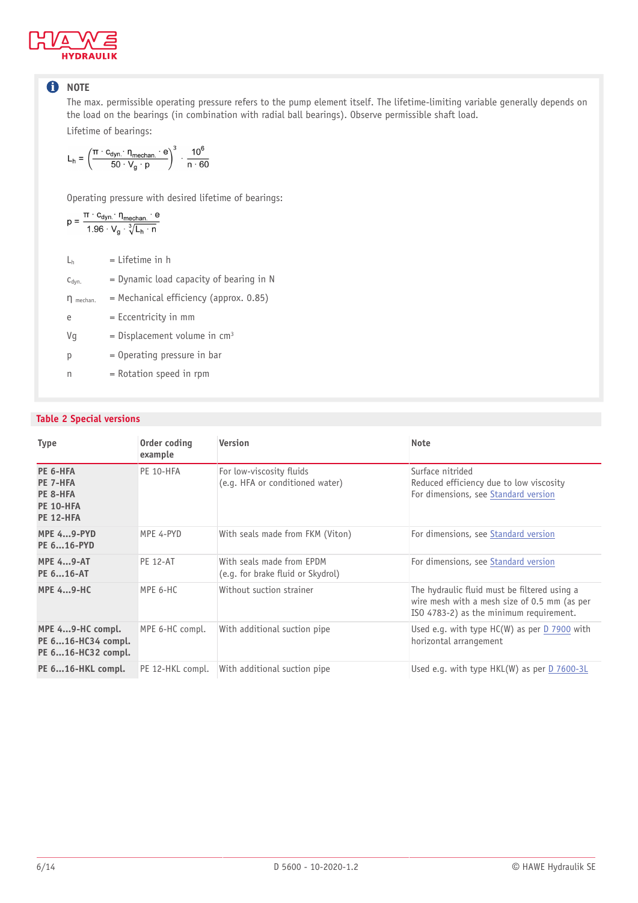**NOTE**

The max. permissible operating pressure refers to the pump element itself. The lifetime-limiting variable generally depends on the load on the bearings (in combination with radial ball bearings). Observe permissible shaft load.

Lifetime of bearings:

$$L_h = \left(\frac{\pi \cdot c_{dyn.} \cdot \eta_{mechan.} \cdot e}{50 \cdot V_g \cdot p}\right)^3 \cdot \frac{10^6}{n \cdot 60}$$

Operating pressure with desired lifetime of bearings:

$$p = \frac{\pi \cdot c_{dyn.} \cdot \eta_{mechan.} \cdot e}{1.96 \cdot V_g \cdot \sqrt[3]{L_h \cdot n}}$$

| | |
|---|---|
| $L_h$ | = Lifetime in h |
| $c_{dyn.}$ | = Dynamic load capacity of bearing in N |
| $\eta_{mechan.}$ | = Mechanical efficiency (approx. 0.85) |
| e | = Eccentricity in mm |
| Vg | = Displacement volume in cm³ |
| p | = Operating pressure in bar |
| n | = Rotation speed in rpm |

## Table 2 Special versions

| Type | Order coding example | Version | Note |
|---|---|---|---|
| **PE 6-HFA**<br>**PE 7-HFA**<br>**PE 8-HFA**<br>**PE 10-HFA**<br>**PE 12-HFA** | PE 10-HFA | For low-viscosity fluids<br>(e.g. HFA or conditioned water) | Surface nitrided<br>Reduced efficiency due to low viscosity<br>For dimensions, see Standard version |
| **MPE 4...9-PYD**<br>**PE 6...16-PYD** | MPE 4-PYD | With seals made from FKM (Viton) | For dimensions, see Standard version |
| **MPE 4...9-AT**<br>**PE 6...16-AT** | PE 12-AT | With seals made from EPDM<br>(e.g. for brake fluid or Skydrol) | For dimensions, see Standard version |
| **MPE 4...9-HC** | MPE 6-HC | Without suction strainer | The hydraulic fluid must be filtered using a wire mesh with a mesh size of 0.5 mm (as per ISO 4783-2) as the minimum requirement. |
| **MPE 4...9-HC compl.**<br>**PE 6...16-HC34 compl.**<br>**PE 6...16-HC32 compl.** | MPE 6-HC compl. | With additional suction pipe | Used e.g. with type HC(W) as per D 7900 with horizontal arrangement |
| **PE 6...16-HKL compl.** | PE 12-HKL compl. | With additional suction pipe | Used e.g. with type HKL(W) as per D 7600-3L |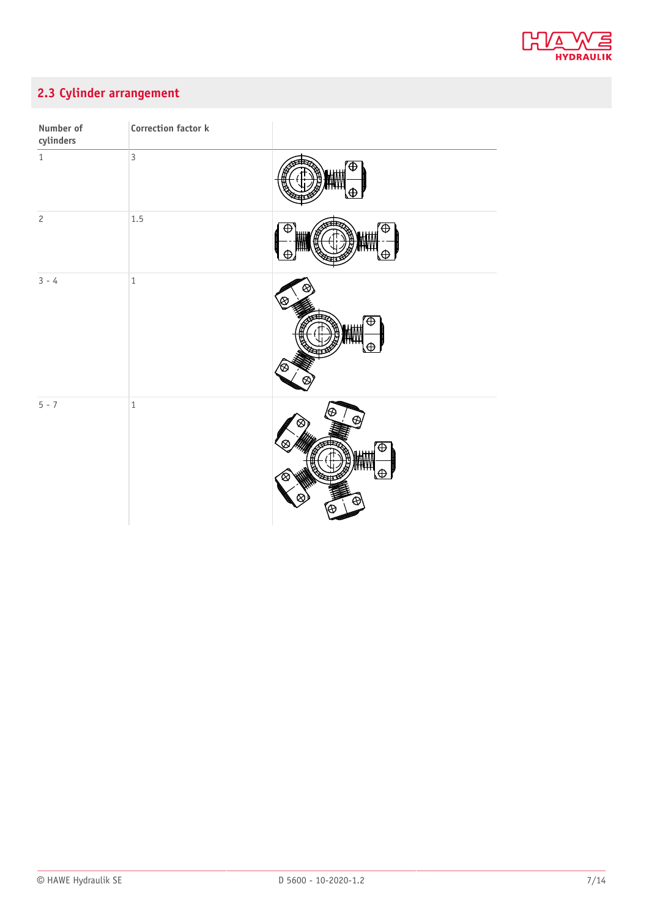## 2.3 Cylinder arrangement

| Number of cylinders | Correction factor k | |
|---|---|---|
| 1 | 3 | |
| 2 | 1.5 | |
| 3 - 4 | 1 | |
| 5 - 7 | 1 | |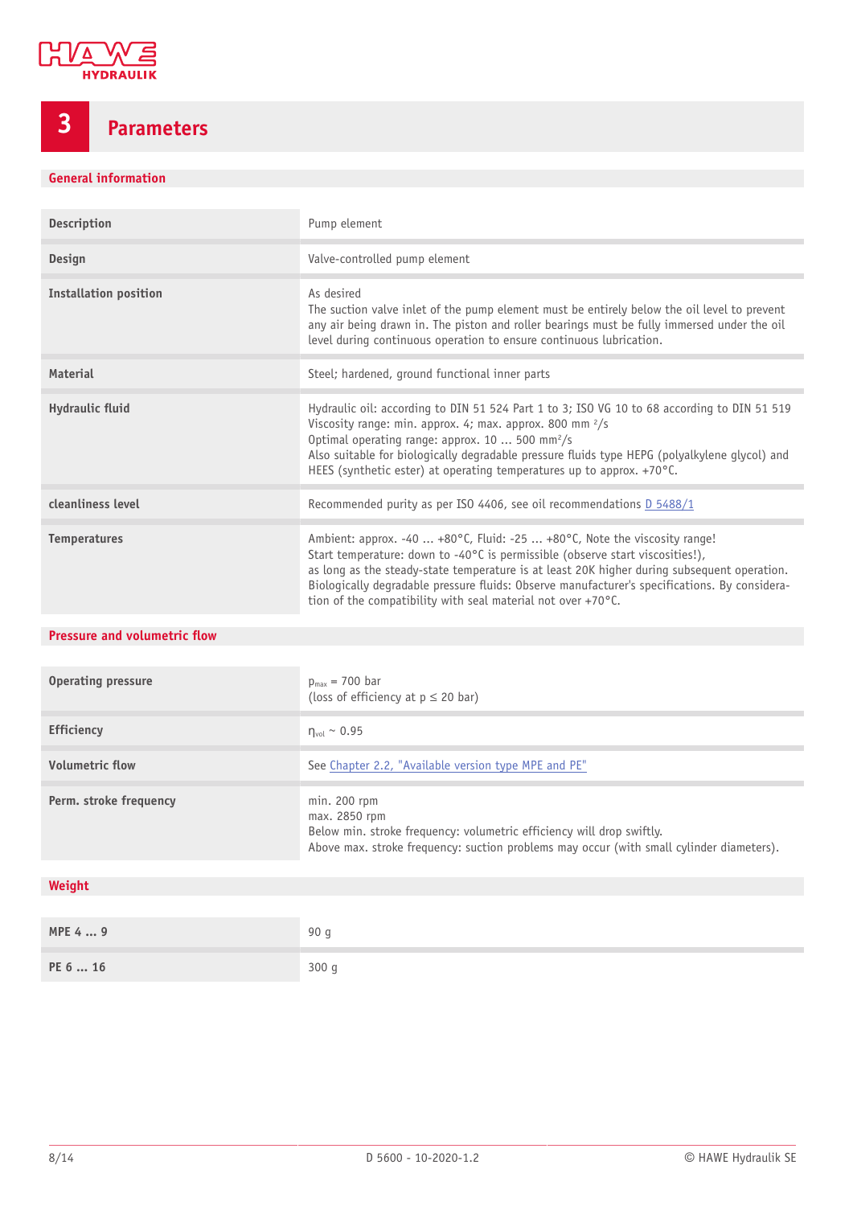# 3 Parameters

## General information

| | |
|---|---|
| **Description** | Pump element |
| **Design** | Valve-controlled pump element |
| **Installation position** | As desired<br>The suction valve inlet of the pump element must be entirely below the oil level to prevent any air being drawn in. The piston and roller bearings must be fully immersed under the oil level during continuous operation to ensure continuous lubrication. |
| **Material** | Steel; hardened, ground functional inner parts |
| **Hydraulic fluid** | Hydraulic oil: according to DIN 51 524 Part 1 to 3; ISO VG 10 to 68 according to DIN 51 519<br>Viscosity range: min. approx. 4; max. approx. 800 mm $^2$/s<br>Optimal operating range: approx. 10 ... 500 mm$^2$/s<br>Also suitable for biologically degradable pressure fluids type HEPG (polyalkylene glycol) and HEES (synthetic ester) at operating temperatures up to approx. +70°C. |
| **cleanliness level** | Recommended purity as per ISO 4406, see oil recommendations D 5488/1 |
| **Temperatures** | Ambient: approx. -40 ... +80°C, Fluid: -25 ... +80°C, Note the viscosity range!<br>Start temperature: down to -40°C is permissible (observe start viscosities!), as long as the steady-state temperature is at least 20K higher during subsequent operation.<br>Biologically degradable pressure fluids: Observe manufacturer's specifications. By considera-tion of the compatibility with seal material not over +70°C. |

## Pressure and volumetric flow

| | |
|---|---|
| **Operating pressure** | $p_{max}$ = 700 bar<br>(loss of efficiency at p ≤ 20 bar) |
| **Efficiency** | $\eta_{vol}$ ~ 0.95 |
| **Volumetric flow** | See Chapter 2.2, "Available version type MPE and PE" |
| **Perm. stroke frequency** | min. 200 rpm<br>max. 2850 rpm<br>Below min. stroke frequency: volumetric efficiency will drop swiftly.<br>Above max. stroke frequency: suction problems may occur (with small cylinder diameters). |

## Weight

| | |
|---|---|
| **MPE 4 ... 9** | 90 g |
| **PE 6 ... 16** | 300 g |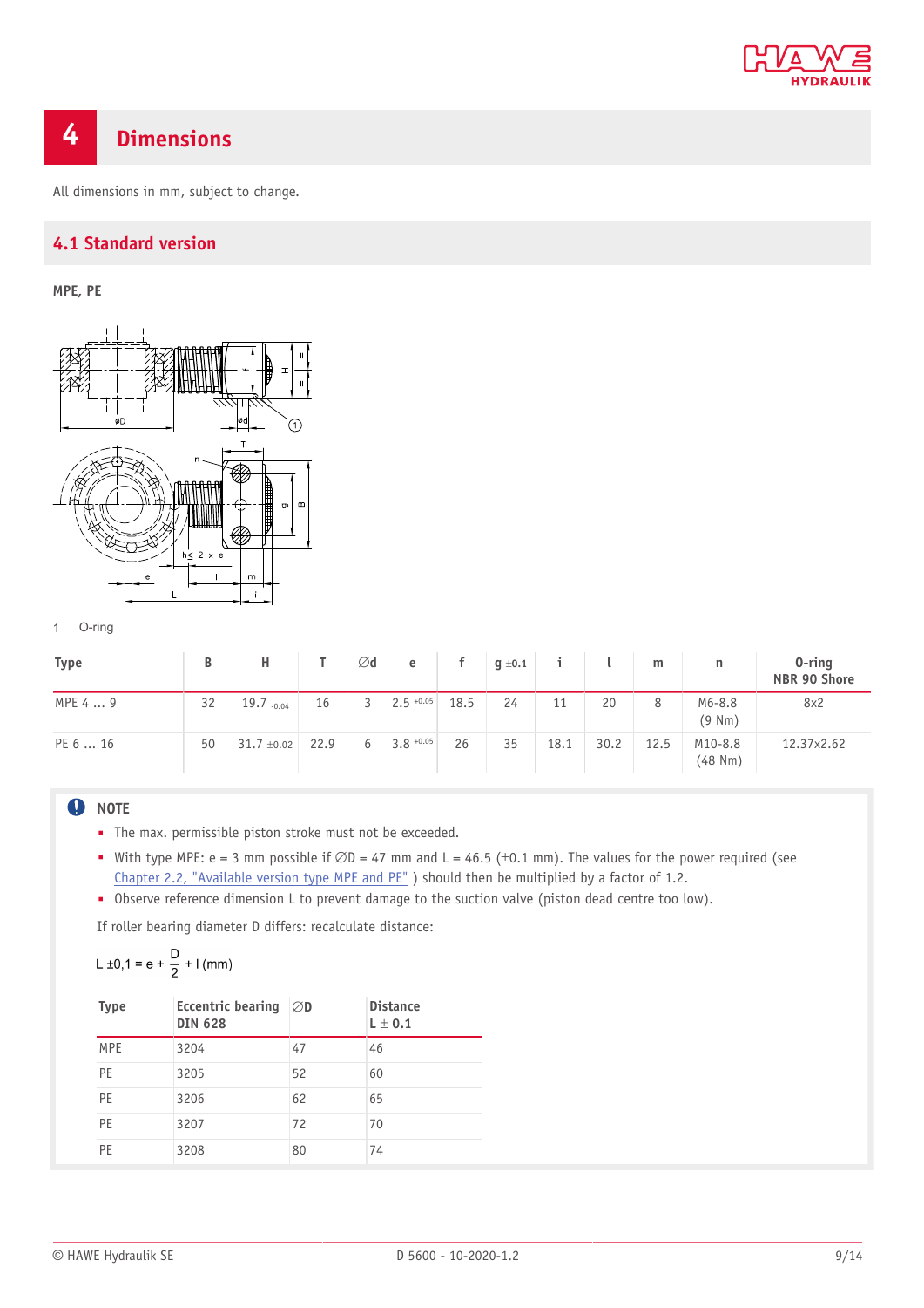# 4 Dimensions

All dimensions in mm, subject to change.

## 4.1 Standard version

**MPE, PE**

1 O-ring

| Type | B | H | T | ∅d | e | f | g ±0.1 | i | l | m | n | O-ring NBR 90 Shore |
|---|---|---|---|---|---|---|---|---|---|---|---|---|
| MPE 4 ... 9 | 32 | 19.7 $_{-0.04}$ | 16 | 3 | 2.5 $^{+0.05}$ | 18.5 | 24 | 11 | 20 | 8 | M6-8.8 (9 Nm) | 8x2 |
| PE 6 ... 16 | 50 | 31.7 ±0.02 | 22.9 | 6 | 3.8 $^{+0.05}$ | 26 | 35 | 18.1 | 30.2 | 12.5 | M10-8.8 (48 Nm) | 12.37x2.62 |

**NOTE**

- The max. permissible piston stroke must not be exceeded.
- With type MPE: e = 3 mm possible if ∅D = 47 mm and L = 46.5 (±0.1 mm). The values for the power required (see Chapter 2.2, "Available version type MPE and PE" ) should then be multiplied by a factor of 1.2.
- Observe reference dimension L to prevent damage to the suction valve (piston dead centre too low).

If roller bearing diameter D differs: recalculate distance:

$$L \pm 0{,}1 = e + \frac{D}{2} + l\,(\text{mm})$$

| Type | Eccentric bearing DIN 628 | ∅D | Distance L ± 0.1 |
|---|---|---|---|
| MPE | 3204 | 47 | 46 |
| PE | 3205 | 52 | 60 |
| PE | 3206 | 62 | 65 |
| PE | 3207 | 72 | 70 |
| PE | 3208 | 80 | 74 |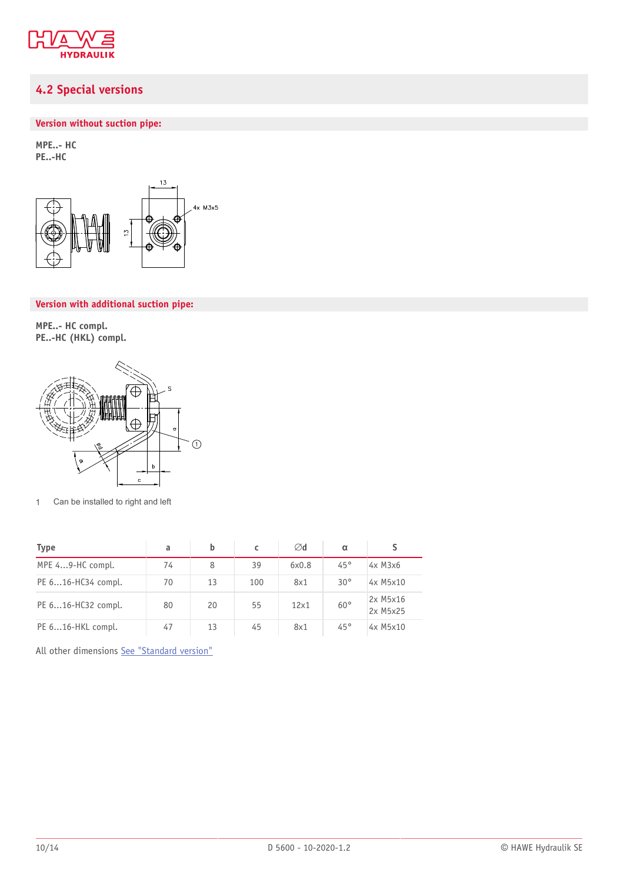## 4.2 Special versions

### Version without suction pipe:

**MPE..- HC**
**PE..-HC**

### Version with additional suction pipe:

**MPE..- HC compl.**
**PE..-HC (HKL) compl.**

1 Can be installed to right and left

| Type | a | b | c | ∅d | α | S |
|---|---|---|---|---|---|---|
| MPE 4...9-HC compl. | 74 | 8 | 39 | 6x0.8 | 45° | 4x M3x6 |
| PE 6...16-HC34 compl. | 70 | 13 | 100 | 8x1 | 30° | 4x M5x10 |
| PE 6...16-HC32 compl. | 80 | 20 | 55 | 12x1 | 60° | 2x M5x16<br>2x M5x25 |
| PE 6...16-HKL compl. | 47 | 13 | 45 | 8x1 | 45° | 4x M5x10 |

All other dimensions See "Standard version"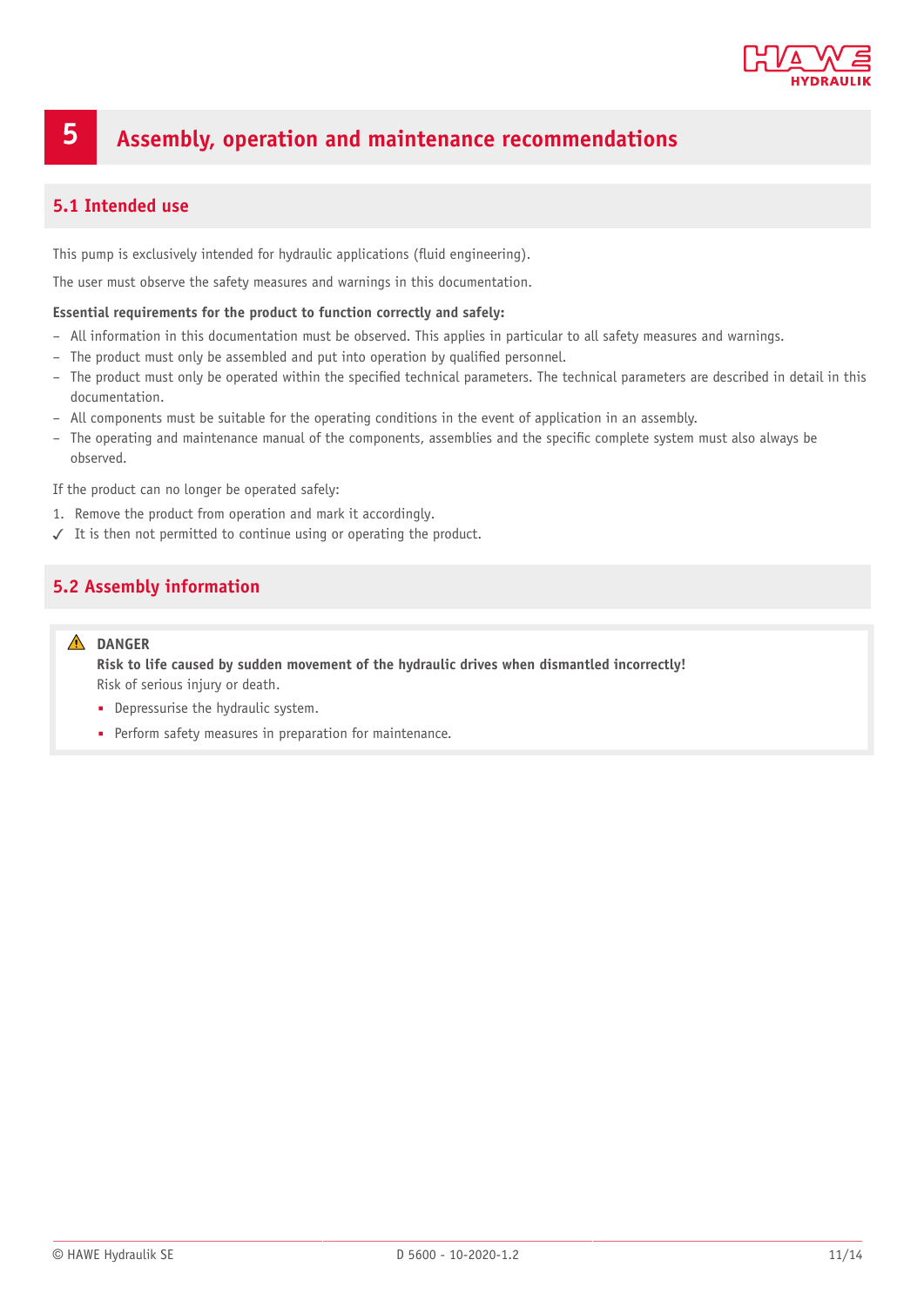# 5 Assembly, operation and maintenance recommendations

## 5.1 Intended use

This pump is exclusively intended for hydraulic applications (fluid engineering).

The user must observe the safety measures and warnings in this documentation.

**Essential requirements for the product to function correctly and safely:**

- All information in this documentation must be observed. This applies in particular to all safety measures and warnings.
- The product must only be assembled and put into operation by qualified personnel.
- The product must only be operated within the specified technical parameters. The technical parameters are described in detail in this documentation.
- All components must be suitable for the operating conditions in the event of application in an assembly.
- The operating and maintenance manual of the components, assemblies and the specific complete system must also always be observed.

If the product can no longer be operated safely:

1. Remove the product from operation and mark it accordingly.

✓ It is then not permitted to continue using or operating the product.

## 5.2 Assembly information

> ⚠ **DANGER**
>
> **Risk to life caused by sudden movement of the hydraulic drives when dismantled incorrectly!**
>
> Risk of serious injury or death.
>
> - Depressurise the hydraulic system.
> - Perform safety measures in preparation for maintenance.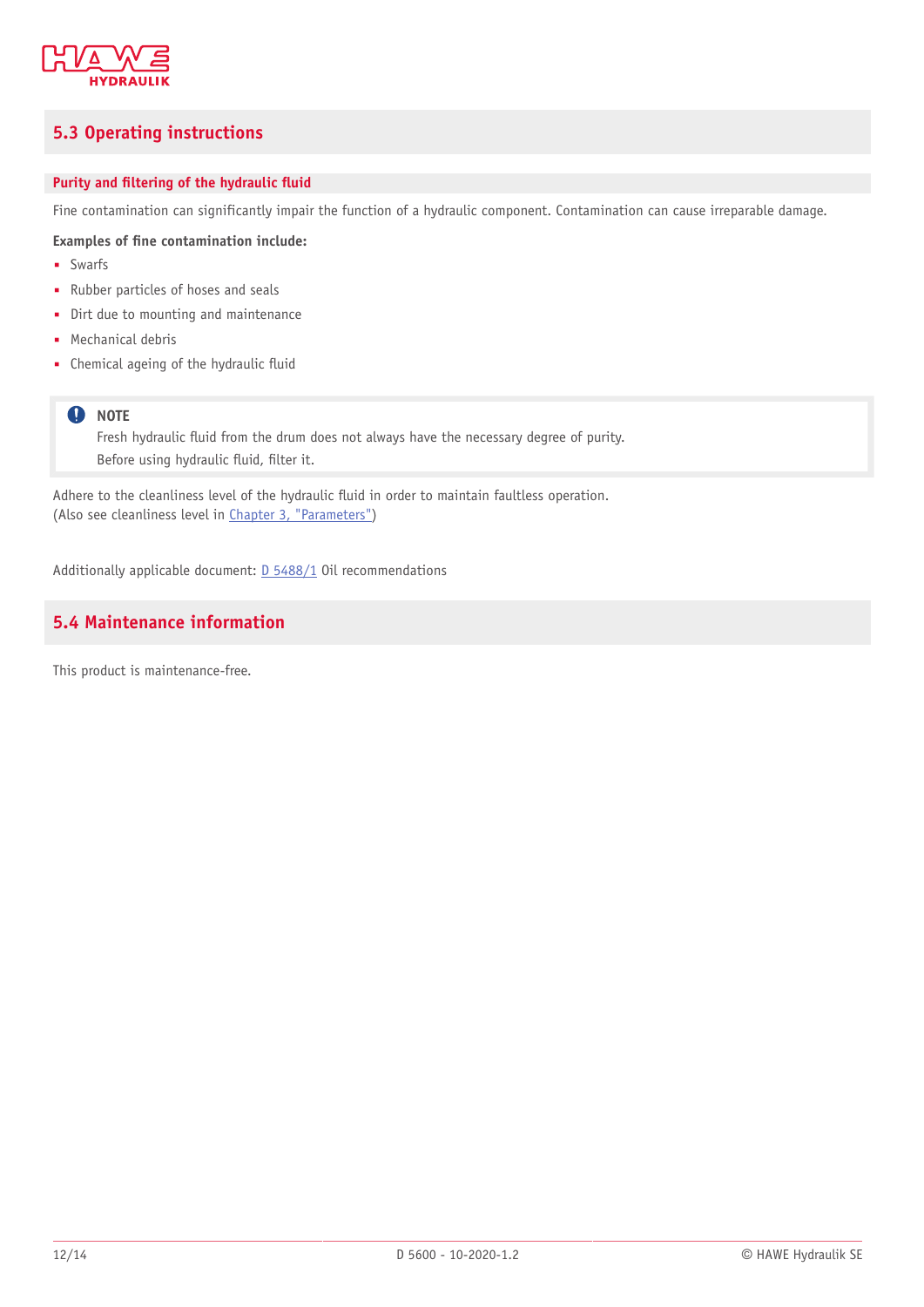## 5.3 Operating instructions

### Purity and filtering of the hydraulic fluid

Fine contamination can significantly impair the function of a hydraulic component. Contamination can cause irreparable damage.

**Examples of fine contamination include:**

- Swarfs
- Rubber particles of hoses and seals
- Dirt due to mounting and maintenance
- Mechanical debris
- Chemical ageing of the hydraulic fluid

> **NOTE**
> Fresh hydraulic fluid from the drum does not always have the necessary degree of purity.
> Before using hydraulic fluid, filter it.

Adhere to the cleanliness level of the hydraulic fluid in order to maintain faultless operation.
(Also see cleanliness level in Chapter 3, "Parameters")

Additionally applicable document: D 5488/1 Oil recommendations

## 5.4 Maintenance information

This product is maintenance-free.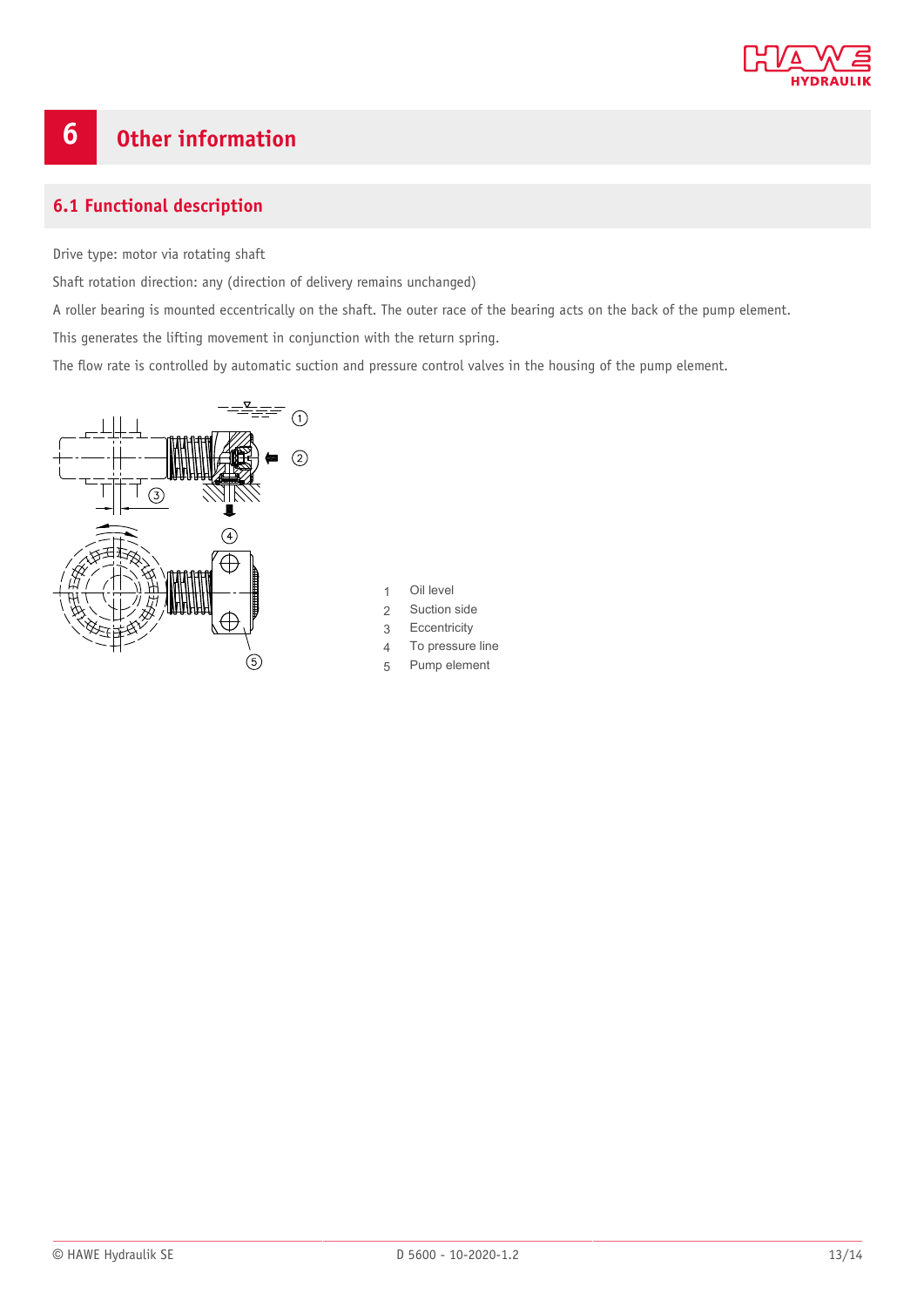# 6 Other information

## 6.1 Functional description

Drive type: motor via rotating shaft

Shaft rotation direction: any (direction of delivery remains unchanged)

A roller bearing is mounted eccentrically on the shaft. The outer race of the bearing acts on the back of the pump element.

This generates the lifting movement in conjunction with the return spring.

The flow rate is controlled by automatic suction and pressure control valves in the housing of the pump element.

1 Oil level
2 Suction side
3 Eccentricity
4 To pressure line
5 Pump element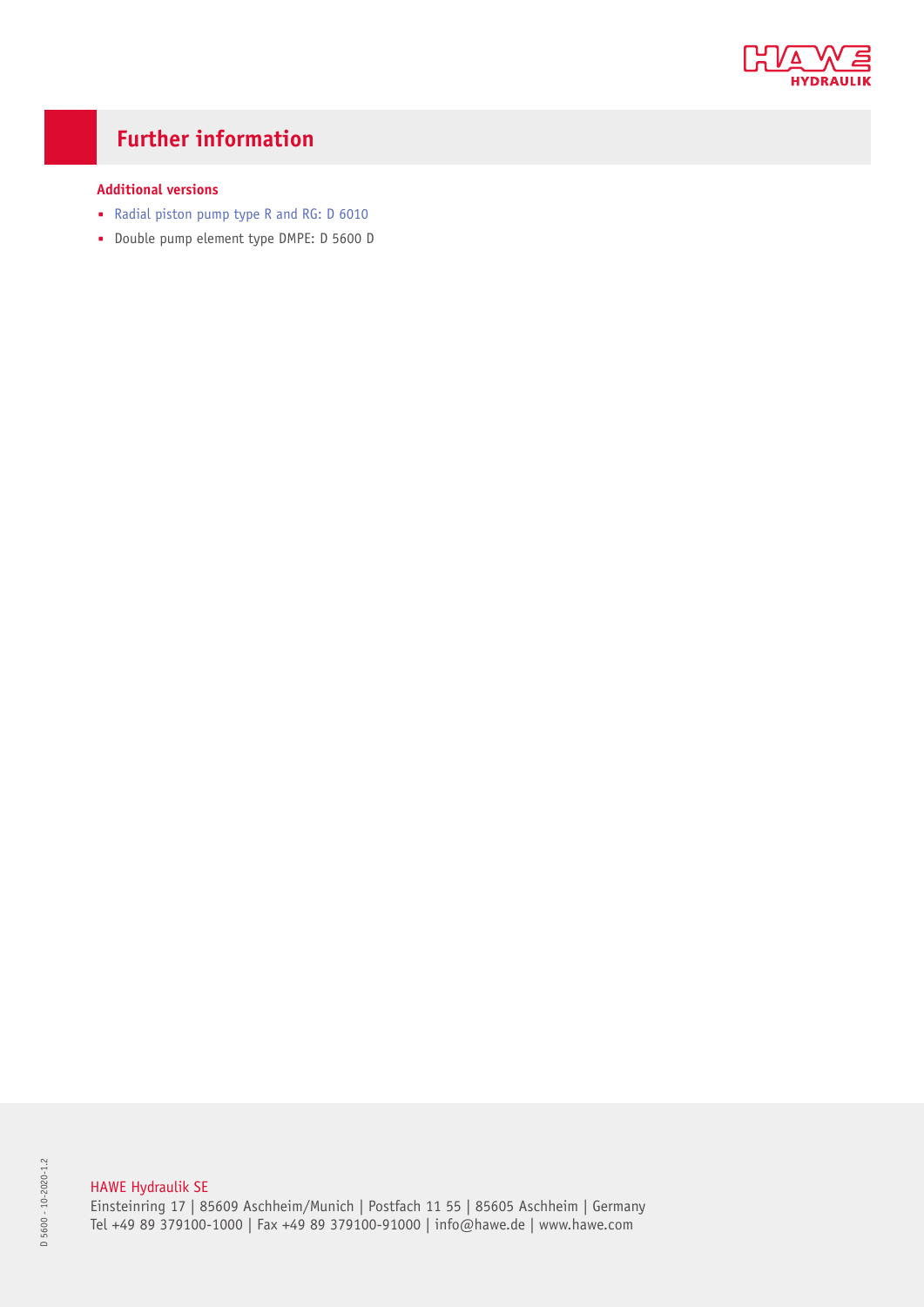# Further information

### Additional versions

- Radial piston pump type R and RG: D 6010
- Double pump element type DMPE: D 5600 D

HAWE Hydraulik SE
Einsteinring 17 | 85609 Aschheim/Munich | Postfach 11 55 | 85605 Aschheim | Germany
Tel +49 89 379100-1000 | Fax +49 89 379100-91000 | info@hawe.de | www.hawe.com